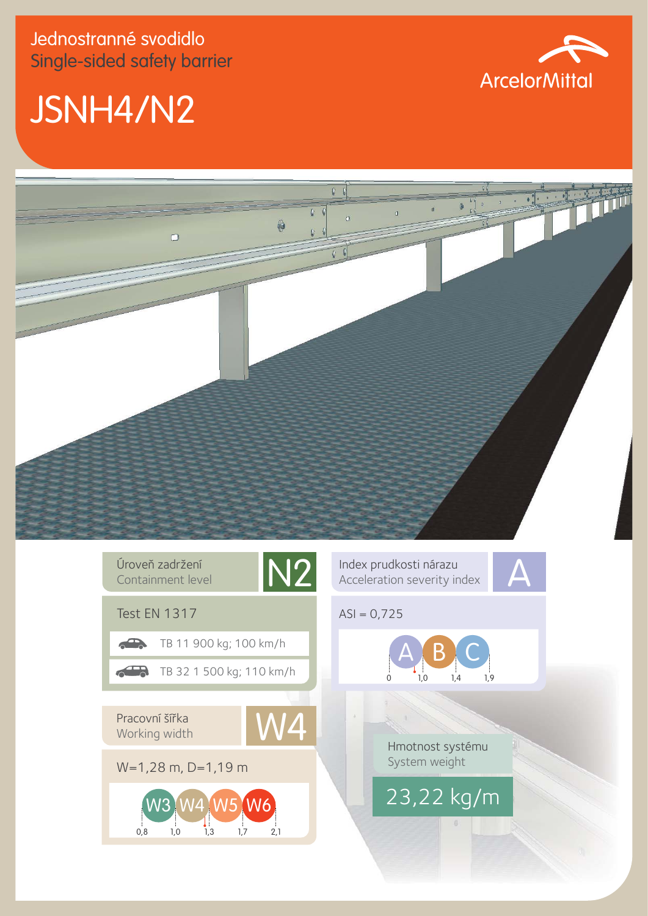Jednostranné svodidlo
Single-sided safety barrier

# JSNH4/N2

ArcelorMittal

## Úroveň zadržení / Containment level: N2

Test EN 1317

- TB 11 900 kg; 100 km/h
- TB 32 1 500 kg; 110 km/h

## Pracovní šířka / Working width: W4

W=1,28 m, D=1,19 m

W3 W4 W5 W6
0,8 1,0 1,3 1,7 2,1

## Index prudkosti nárazu / Acceleration severity index: A

ASI = 0,725

A B C
0 1,0 1,4 1,9

## Hmotnost systému / System weight

23,22 kg/m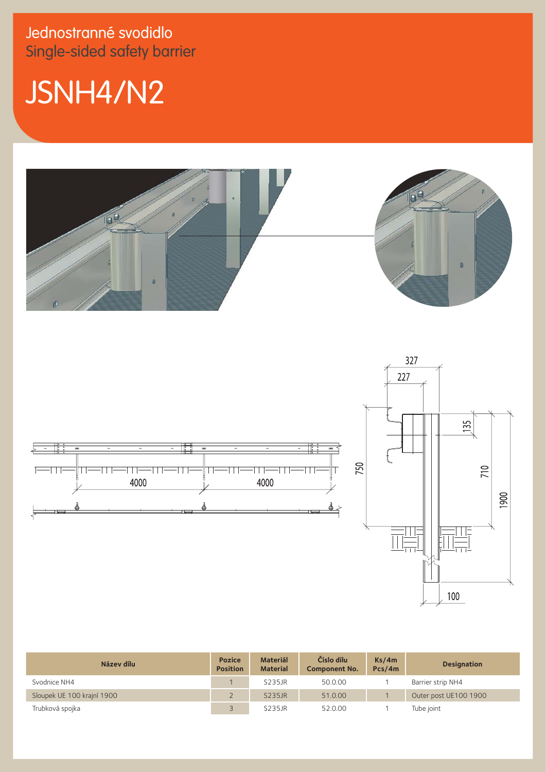Jednostranné svodidlo
Single-sided safety barrier

# JSNH4/N2

| Název dílu | Pozice Position | Materiál Material | Číslo dílu Component No. | Ks/4m Pcs/4m | Designation |
|---|---|---|---|---|---|
| Svodnice NH4 | 1 | S235JR | 50.0.00 | 1 | Barrier strip NH4 |
| Sloupek UE 100 krajní 1900 | 2 | S235JR | 51.0.00 | 1 | Outer post UE100 1900 |
| Trubková spojka | 3 | S235JR | 52.0.00 | 1 | Tube joint |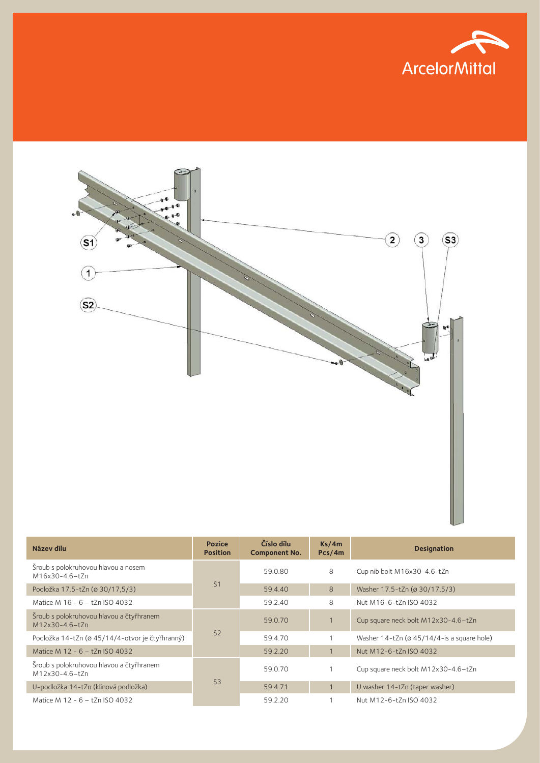| Název dílu | Pozice Position | Číslo dílu Component No. | Ks/4m Pcs/4m | Designation |
|---|---|---|---|---|
| Šroub s polokruhovou hlavou a nosem M16x30-4.6-tZn | S1 | 59.0.80 | 8 | Cup nib bolt M16x30-4.6-tZn |
| Podložka 17,5-tZn (ø 30/17,5/3) | | 59.4.40 | 8 | Washer 17.5-tZn (ø 30/17,5/3) |
| Matice M 16 - 6 – tZn ISO 4032 | | 59.2.40 | 8 | Nut M16-6-tZn ISO 4032 |
| Šroub s polokruhovou hlavou a čtyřhranem M12x30-4.6-tZn | S2 | 59.0.70 | 1 | Cup square neck bolt M12x30-4.6-tZn |
| Podložka 14-tZn (ø 45/14/4-otvor je čtyřhranný) | | 59.4.70 | 1 | Washer 14-tZn (ø 45/14/4-is a square hole) |
| Matice M 12 - 6 – tZn ISO 4032 | | 59.2.20 | 1 | Nut M12-6-tZn ISO 4032 |
| Šroub s polokruhovou hlavou a čtyřhranem M12x30-4.6-tZn | S3 | 59.0.70 | 1 | Cup square neck bolt M12x30-4.6-tZn |
| U-podložka 14-tZn (klínová podložka) | | 59.4.71 | 1 | U washer 14-tZn (taper washer) |
| Matice M 12 - 6 – tZn ISO 4032 | | 59.2.20 | 1 | Nut M12-6-tZn ISO 4032 |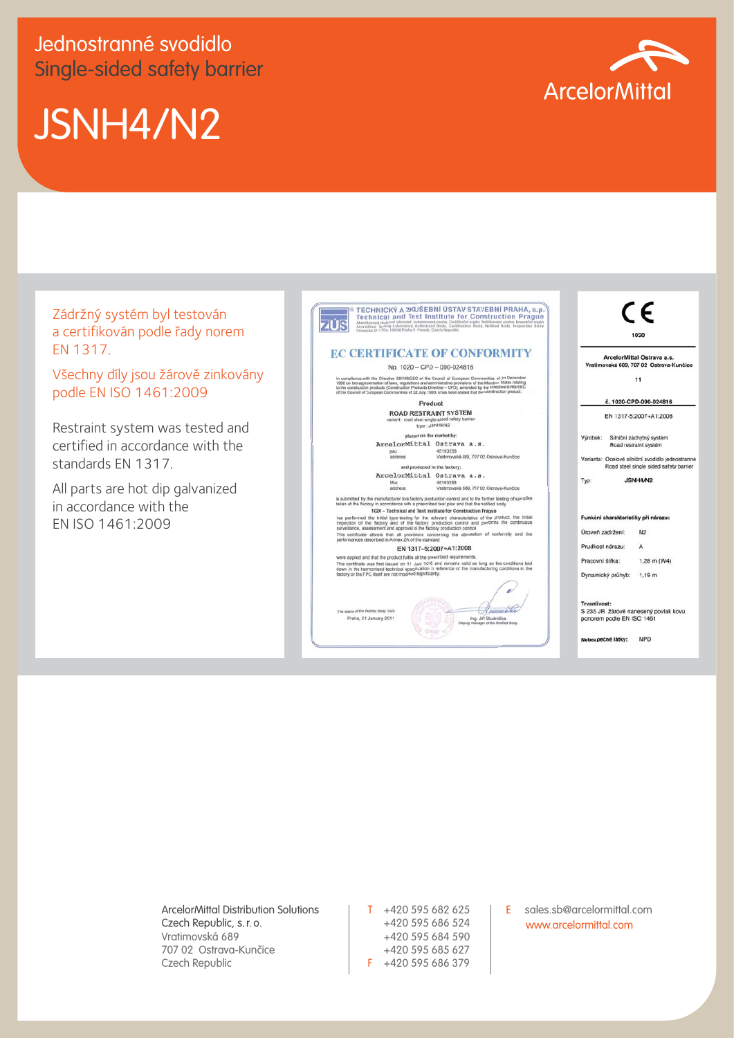Jednostranné svodidlo
Single-sided safety barrier

# JSNH4/N2

ArcelorMittal

Zádržný systém byl testován a certifikován podle řady norem EN 1317.

Všechny díly jsou žárově zinkovány podle EN ISO 1461:2009

Restraint system was tested and certified in accordance with the standards EN 1317.

All parts are hot dip galvanized in accordance with the EN ISO 1461:2009

TECHNICKÝ A ZKUŠEBNÍ ÚSTAV STAVEBNÍ PRAHA, s.p.
Technical and Test Institute for Construction Prague

## EC CERTIFICATE OF CONFORMITY

No. 1020 – CPD – 090-024816

In compliance with the Directive 89/106/EEC of the Council of European Communities of 21 December 1988 on the approximation of laws, regulations and administrative provisions of the Member States relating to the construction products (Construction Products Directive – CPD), amended by the Directive 93/68/EEC of the Council of European Communities of 22 July 1993, it has been stated that the construction product:

Product
ROAD RESTRAINT SYSTEM
variant: road steel single sided safety barrier
type: JSNH4/N2

placed on the market by:
ArcelorMittal Ostrava a.s.
IČ: 45193258
address: Vratimovská 689, 707 02 Ostrava-Kunčice

and produced in the factory:
ArcelorMittal Ostrava a.s.
IČ: 45193258
address: Vratimovská 689, 707 02 Ostrava-Kunčice

is submitted by the manufacturer to a factory production control and to the further testing of samples taken at the factory in accordance with a prescribed test plan and that the notified body

1020 – Technical and Test Institute for Construction Prague

has performed the initial type-testing for the relevant characteristics of the product, the initial inspection of the factory and of the factory production control and performs the continuous surveillance, assessment and approval of the factory production control.
This certificate attests that all provisions concerning the attestation of conformity and the performances described in Annex ZA of the standard

EN 1317–5:2007+A1:2008

were applied and that the product fulfils all the prescribed requirements.
This certificate was first issued on 11 Jan 2011 and remains valid as long as the conditions laid down in the harmonised technical specification in reference or the manufacturing conditions in the factory or the FPC itself are not modified significantly.

The stamp of the Notified Body 1020
Praha, 21 January 2011

Ing. Jiří Studnička
Deputy manager of the Notified Body

CE
1020

ArcelorMittal Ostrava a.s.
Vratimovská 689, 707 02 Ostrava-Kunčice

11

č. 1020-CPD-090-024816

EN 1317-5:2007+A1:2008

Výrobek: Silniční záchytný systém
Road restraint system

Varianta: Ocelové silniční svodidlo jednostranné
Road steel single sided safety barrier

Typ: JSNH4/N2

**Funkční charakteristiky při nárazu:**

| | |
|---|---|
| Úroveň zadržení: | N2 |
| Prudkost nárazu: | A |
| Pracovní šířka: | 1,28 m (W4) |
| Dynamický průhyb: | 1,19 m |

**Trvanlivost:**
S 235 JR žárově nanesený povlak kovu ponorem podle EN ISO 1461

**Nebezpečné látky:** NPD

ArcelorMittal Distribution Solutions
Czech Republic, s. r. o.
Vratimovská 689
707 02 Ostrava-Kunčice
Czech Republic

T +420 595 682 625
+420 595 686 524
+420 595 684 590
+420 595 685 627
F +420 595 686 379

E sales.sb@arcelormittal.com
www.arcelormittal.com